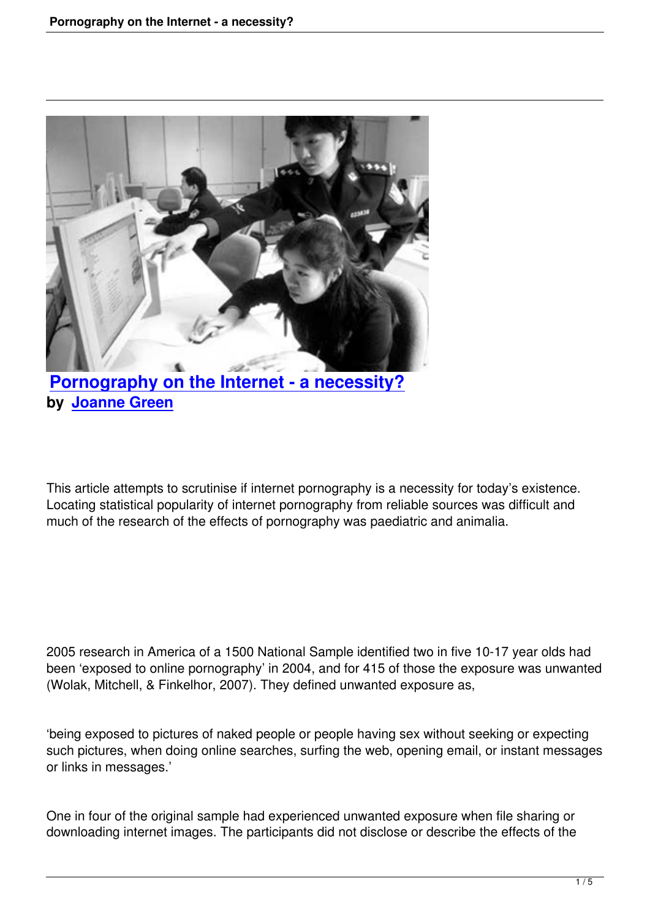# [Pornography on the Internet - a necessity?](#)

**by [Joanne Green](#)**

This article attempts to scrutinise if internet pornography is a necessity for today's existence. Locating statistical popularity of internet pornography from reliable sources was difficult and much of the research of the effects of pornography was paediatric and animalia.

2005 research in America of a 1500 National Sample identified two in five 10-17 year olds had been 'exposed to online pornography' in 2004, and for 415 of those the exposure was unwanted (Wolak, Mitchell, & Finkelhor, 2007). They defined unwanted exposure as,

'being exposed to pictures of naked people or people having sex without seeking or expecting such pictures, when doing online searches, surfing the web, opening email, or instant messages or links in messages.'

One in four of the original sample had experienced unwanted exposure when file sharing or downloading internet images. The participants did not disclose or describe the effects of the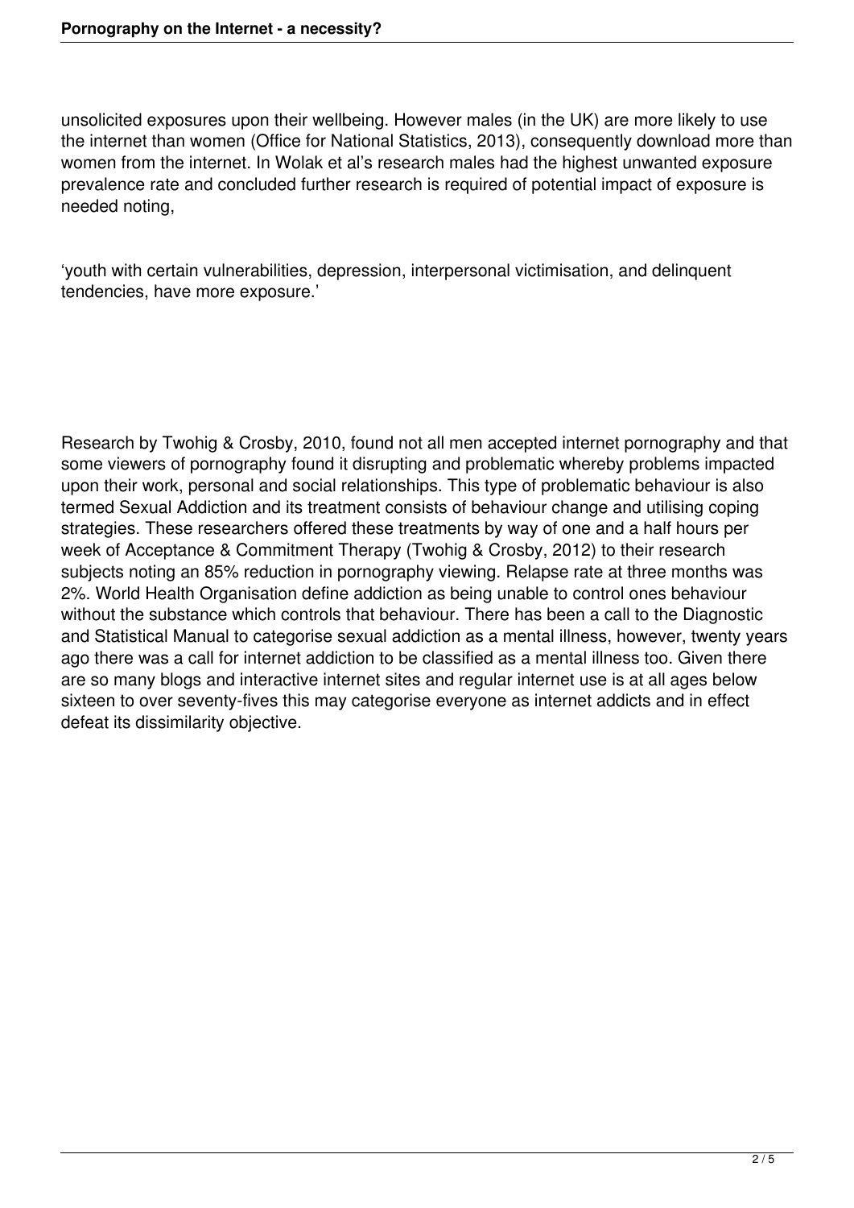unsolicited exposures upon their wellbeing. However males (in the UK) are more likely to use the internet than women (Office for National Statistics, 2013), consequently download more than women from the internet. In Wolak et al's research males had the highest unwanted exposure prevalence rate and concluded further research is required of potential impact of exposure is needed noting,

'youth with certain vulnerabilities, depression, interpersonal victimisation, and delinquent tendencies, have more exposure.'

Research by Twohig & Crosby, 2010, found not all men accepted internet pornography and that some viewers of pornography found it disrupting and problematic whereby problems impacted upon their work, personal and social relationships. This type of problematic behaviour is also termed Sexual Addiction and its treatment consists of behaviour change and utilising coping strategies. These researchers offered these treatments by way of one and a half hours per week of Acceptance & Commitment Therapy (Twohig & Crosby, 2012) to their research subjects noting an 85% reduction in pornography viewing. Relapse rate at three months was 2%. World Health Organisation define addiction as being unable to control ones behaviour without the substance which controls that behaviour. There has been a call to the Diagnostic and Statistical Manual to categorise sexual addiction as a mental illness, however, twenty years ago there was a call for internet addiction to be classified as a mental illness too. Given there are so many blogs and interactive internet sites and regular internet use is at all ages below sixteen to over seventy-fives this may categorise everyone as internet addicts and in effect defeat its dissimilarity objective.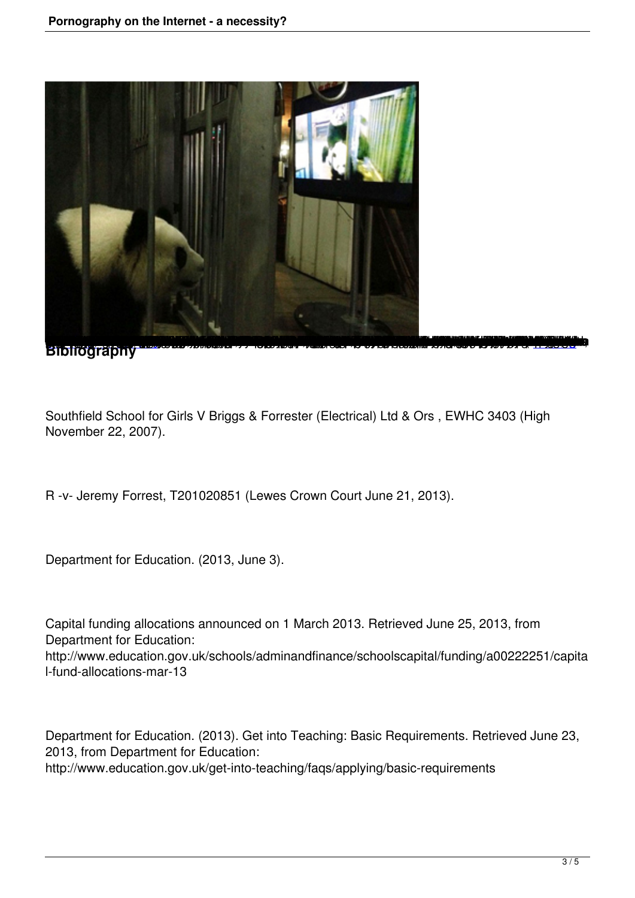## Bibliography

Southfield School for Girls V Briggs & Forrester (Electrical) Ltd & Ors , EWHC 3403 (High November 22, 2007).

R -v- Jeremy Forrest, T201020851 (Lewes Crown Court June 21, 2013).

Department for Education. (2013, June 3).

Capital funding allocations announced on 1 March 2013. Retrieved June 25, 2013, from Department for Education: http://www.education.gov.uk/schools/adminandfinance/schoolscapital/funding/a00222251/capital-fund-allocations-mar-13

Department for Education. (2013). Get into Teaching: Basic Requirements. Retrieved June 23, 2013, from Department for Education: http://www.education.gov.uk/get-into-teaching/faqs/applying/basic-requirements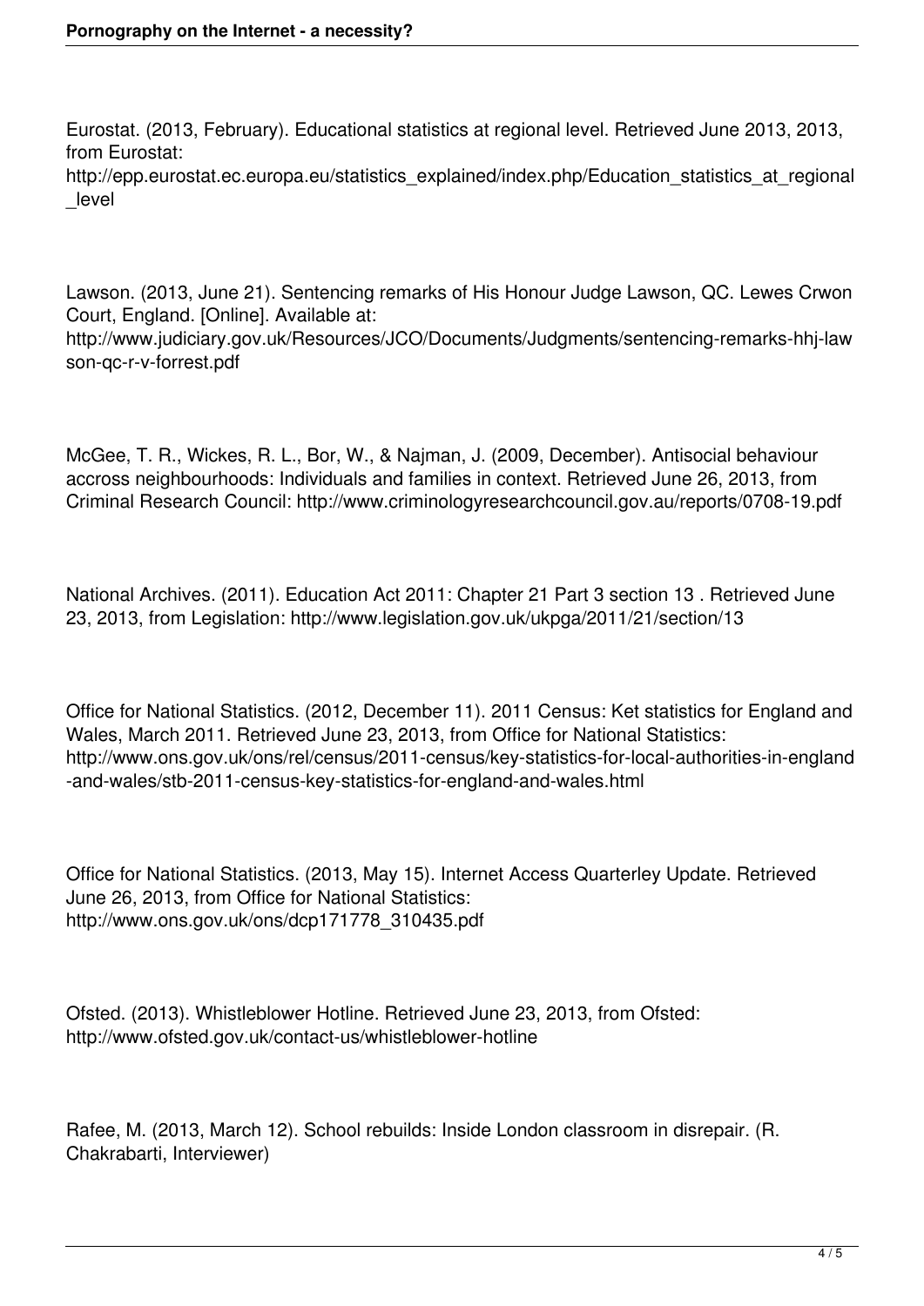Eurostat. (2013, February). Educational statistics at regional level. Retrieved June 2013, 2013, from Eurostat: http://epp.eurostat.ec.europa.eu/statistics_explained/index.php/Education_statistics_at_regional_level

Lawson. (2013, June 21). Sentencing remarks of His Honour Judge Lawson, QC. Lewes Crwon Court, England. [Online]. Available at: http://www.judiciary.gov.uk/Resources/JCO/Documents/Judgments/sentencing-remarks-hhj-lawson-qc-r-v-forrest.pdf

McGee, T. R., Wickes, R. L., Bor, W., & Najman, J. (2009, December). Antisocial behaviour accross neighbourhoods: Individuals and families in context. Retrieved June 26, 2013, from Criminal Research Council: http://www.criminologyresearchcouncil.gov.au/reports/0708-19.pdf

National Archives. (2011). Education Act 2011: Chapter 21 Part 3 section 13 . Retrieved June 23, 2013, from Legislation: http://www.legislation.gov.uk/ukpga/2011/21/section/13

Office for National Statistics. (2012, December 11). 2011 Census: Ket statistics for England and Wales, March 2011. Retrieved June 23, 2013, from Office for National Statistics: http://www.ons.gov.uk/ons/rel/census/2011-census/key-statistics-for-local-authorities-in-england-and-wales/stb-2011-census-key-statistics-for-england-and-wales.html

Office for National Statistics. (2013, May 15). Internet Access Quarterley Update. Retrieved June 26, 2013, from Office for National Statistics: http://www.ons.gov.uk/ons/dcp171778_310435.pdf

Ofsted. (2013). Whistleblower Hotline. Retrieved June 23, 2013, from Ofsted: http://www.ofsted.gov.uk/contact-us/whistleblower-hotline

Rafee, M. (2013, March 12). School rebuilds: Inside London classroom in disrepair. (R. Chakrabarti, Interviewer)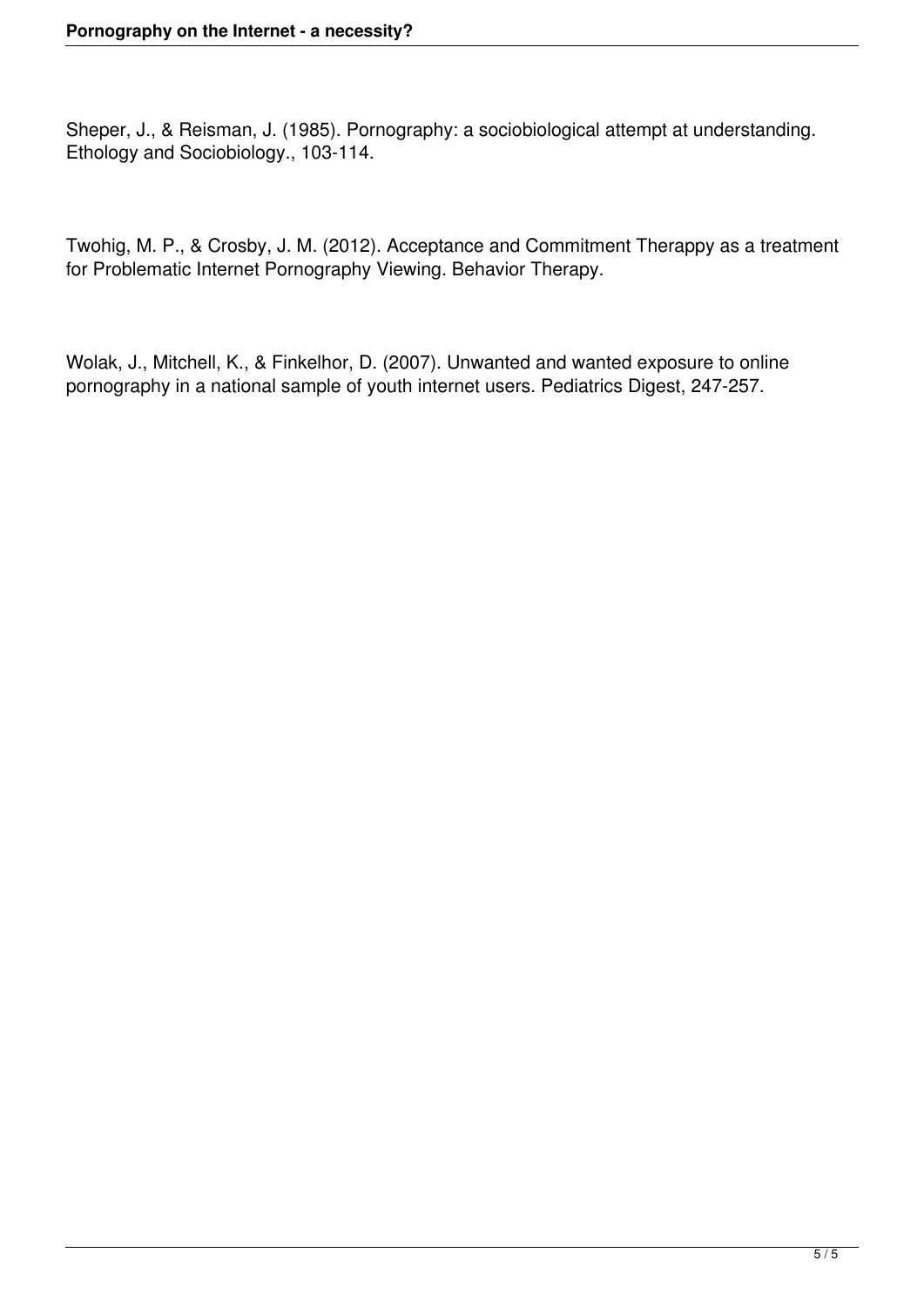Sheper, J., & Reisman, J. (1985). Pornography: a sociobiological attempt at understanding. Ethology and Sociobiology., 103-114.

Twohig, M. P., & Crosby, J. M. (2012). Acceptance and Commitment Therappy as a treatment for Problematic Internet Pornography Viewing. Behavior Therapy.

Wolak, J., Mitchell, K., & Finkelhor, D. (2007). Unwanted and wanted exposure to online pornography in a national sample of youth internet users. Pediatrics Digest, 247-257.